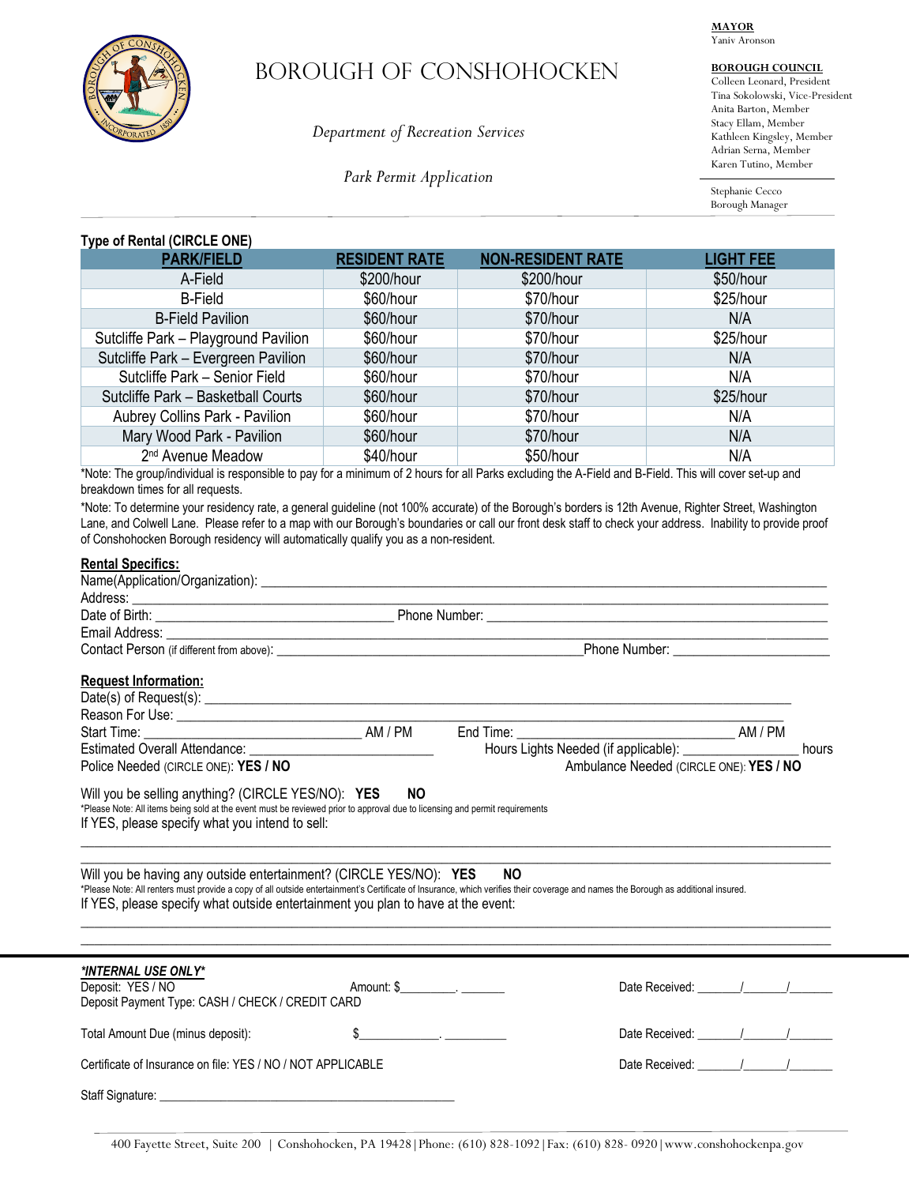**MAYOR**
Yaniv Aronson

**BOROUGH COUNCIL**
Colleen Leonard, President
Tina Sokolowski, Vice-President
Anita Barton, Member
Stacy Ellam, Member
Kathleen Kingsley, Member
Adrian Serna, Member
Karen Tutino, Member

Stephanie Cecco
Borough Manager

# BOROUGH OF CONSHOHOCKEN

*Department of Recreation Services*

*Park Permit Application*

**Type of Rental (CIRCLE ONE)**

| PARK/FIELD | RESIDENT RATE | NON-RESIDENT RATE | LIGHT FEE |
|---|---|---|---|
| A-Field | $200/hour | $200/hour | $50/hour |
| B-Field | $60/hour | $70/hour | $25/hour |
| B-Field Pavilion | $60/hour | $70/hour | N/A |
| Sutcliffe Park – Playground Pavilion | $60/hour | $70/hour | $25/hour |
| Sutcliffe Park – Evergreen Pavilion | $60/hour | $70/hour | N/A |
| Sutcliffe Park – Senior Field | $60/hour | $70/hour | N/A |
| Sutcliffe Park – Basketball Courts | $60/hour | $70/hour | $25/hour |
| Aubrey Collins Park - Pavilion | $60/hour | $70/hour | N/A |
| Mary Wood Park - Pavilion | $60/hour | $70/hour | N/A |
| 2nd Avenue Meadow | $40/hour | $50/hour | N/A |

*Note: The group/individual is responsible to pay for a minimum of 2 hours for all Parks excluding the A-Field and B-Field. This will cover set-up and breakdown times for all requests.

*Note: To determine your residency rate, a general guideline (not 100% accurate) of the Borough's borders is 12th Avenue, Righter Street, Washington Lane, and Colwell Lane. Please refer to a map with our Borough's boundaries or call our front desk staff to check your address. Inability to provide proof of Conshohocken Borough residency will automatically qualify you as a non-resident.

**Rental Specifics:**

Name(Application/Organization): ____________________

Address: ____________________

Date of Birth: ____________________ Phone Number: ____________________

Email Address: ____________________

Contact Person (if different from above): ____________________ Phone Number: ____________________

**Request Information:**

Date(s) of Request(s): ____________________

Reason For Use: ____________________

Start Time: ____________________ AM / PM End Time: ____________________ AM / PM

Estimated Overall Attendance: ____________________ Hours Lights Needed (if applicable): __________ hours

Police Needed (CIRCLE ONE): **YES / NO** Ambulance Needed (CIRCLE ONE): **YES / NO**

Will you be selling anything? (CIRCLE YES/NO): **YES NO**

*Please Note: All items being sold at the event must be reviewed prior to approval due to licensing and permit requirements

If YES, please specify what you intend to sell:

____________________

____________________

Will you be having any outside entertainment? (CIRCLE YES/NO): **YES NO**

*Please Note: All renters must provide a copy of all outside entertainment's Certificate of Insurance, which verifies their coverage and names the Borough as additional insured.

If YES, please specify what outside entertainment you plan to have at the event:

____________________

____________________

***INTERNAL USE ONLY****

Deposit: YES / NO Amount: $________. _______ Date Received: ______/______/______

Deposit Payment Type: CASH / CHECK / CREDIT CARD

Total Amount Due (minus deposit): $____________. _________ Date Received: ______/______/______

Certificate of Insurance on file: YES / NO / NOT APPLICABLE Date Received: ______/______/______

Staff Signature: ____________________

400 Fayette Street, Suite 200 | Conshohocken, PA 19428 | Phone: (610) 828-1092 | Fax: (610) 828- 0920 | www.conshohockenpa.gov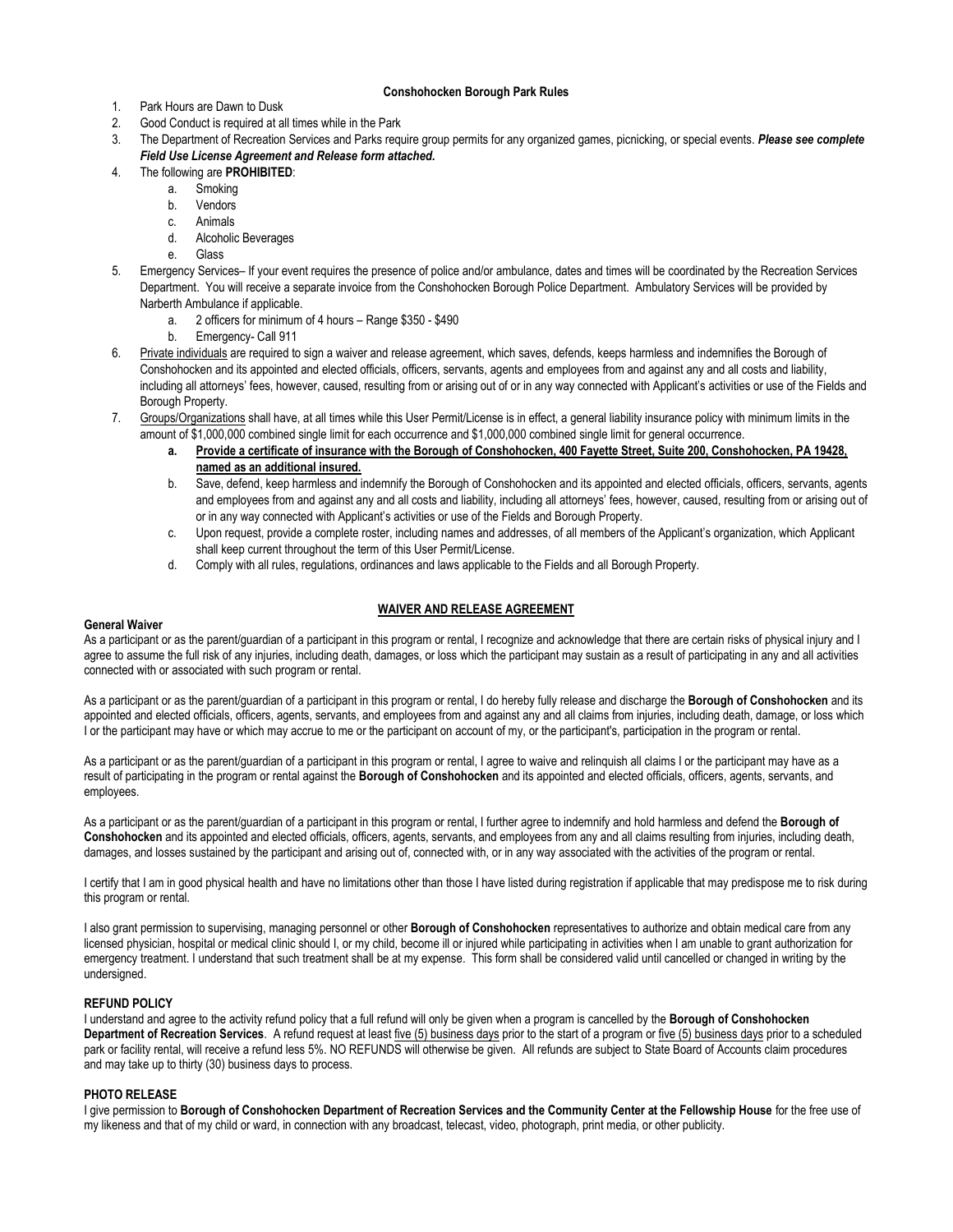**Conshohocken Borough Park Rules**

1. Park Hours are Dawn to Dusk
2. Good Conduct is required at all times while in the Park
3. The Department of Recreation Services and Parks require group permits for any organized games, picnicking, or special events. ***Please see complete Field Use License Agreement and Release form attached.***
4. The following are **PROHIBITED**:
    a. Smoking
    b. Vendors
    c. Animals
    d. Alcoholic Beverages
    e. Glass
5. Emergency Services– If your event requires the presence of police and/or ambulance, dates and times will be coordinated by the Recreation Services Department. You will receive a separate invoice from the Conshohocken Borough Police Department. Ambulatory Services will be provided by Narberth Ambulance if applicable.
    a. 2 officers for minimum of 4 hours – Range $350 - $490
    b. Emergency- Call 911
6. Private individuals are required to sign a waiver and release agreement, which saves, defends, keeps harmless and indemnifies the Borough of Conshohocken and its appointed and elected officials, officers, servants, agents and employees from and against any and all costs and liability, including all attorneys' fees, however, caused, resulting from or arising out of or in any way connected with Applicant's activities or use of the Fields and Borough Property.
7. Groups/Organizations shall have, at all times while this User Permit/License is in effect, a general liability insurance policy with minimum limits in the amount of $1,000,000 combined single limit for each occurrence and $1,000,000 combined single limit for general occurrence.
    a. **Provide a certificate of insurance with the Borough of Conshohocken, 400 Fayette Street, Suite 200, Conshohocken, PA 19428, named as an additional insured.**
    b. Save, defend, keep harmless and indemnify the Borough of Conshohocken and its appointed and elected officials, officers, servants, agents and employees from and against any and all costs and liability, including all attorneys' fees, however, caused, resulting from or arising out of or in any way connected with Applicant's activities or use of the Fields and Borough Property.
    c. Upon request, provide a complete roster, including names and addresses, of all members of the Applicant's organization, which Applicant shall keep current throughout the term of this User Permit/License.
    d. Comply with all rules, regulations, ordinances and laws applicable to the Fields and all Borough Property.

**WAIVER AND RELEASE AGREEMENT**

**General Waiver**

As a participant or as the parent/guardian of a participant in this program or rental, I recognize and acknowledge that there are certain risks of physical injury and I agree to assume the full risk of any injuries, including death, damages, or loss which the participant may sustain as a result of participating in any and all activities connected with or associated with such program or rental.

As a participant or as the parent/guardian of a participant in this program or rental, I do hereby fully release and discharge the **Borough of Conshohocken** and its appointed and elected officials, officers, servants, agents, and employees from and against any and all claims from injuries, including death, damage, or loss which I or the participant may have or which may accrue to me or the participant on account of my, or the participant's, participation in the program or rental.

As a participant or as the parent/guardian of a participant in this program or rental, I agree to waive and relinquish all claims I or the participant may have as a result of participating in the program or rental against the **Borough of Conshohocken** and its appointed and elected officials, officers, agents, servants, and employees.

As a participant or as the parent/guardian of a participant in this program or rental, I further agree to indemnify and hold harmless and defend the **Borough of Conshohocken** and its appointed and elected officials, officers, agents, servants, and employees from any and all claims resulting from injuries, including death, damages, and losses sustained by the participant and arising out of, connected with, or in any way associated with the activities of the program or rental.

I certify that I am in good physical health and have no limitations other than those I have listed during registration if applicable that may predispose me to risk during this program or rental.

I also grant permission to supervising, managing personnel or other **Borough of Conshohocken** representatives to authorize and obtain medical care from any licensed physician, hospital or medical clinic should I, or my child, become ill or injured while participating in activities when I am unable to grant authorization for emergency treatment. I understand that such treatment shall be at my expense. This form shall be considered valid until cancelled or changed in writing by the undersigned.

**REFUND POLICY**

I understand and agree to the activity refund policy that a full refund will only be given when a program is cancelled by the **Borough of Conshohocken Department of Recreation Services**. A refund request at least five (5) business days prior to the start of a program or five (5) business days prior to a scheduled park or facility rental, will receive a refund less 5%. NO REFUNDS will otherwise be given. All refunds are subject to State Board of Accounts claim procedures and may take up to thirty (30) business days to process.

**PHOTO RELEASE**

I give permission to **Borough of Conshohocken Department of Recreation Services and the Community Center at the Fellowship House** for the free use of my likeness and that of my child or ward, in connection with any broadcast, telecast, video, photograph, print media, or other publicity.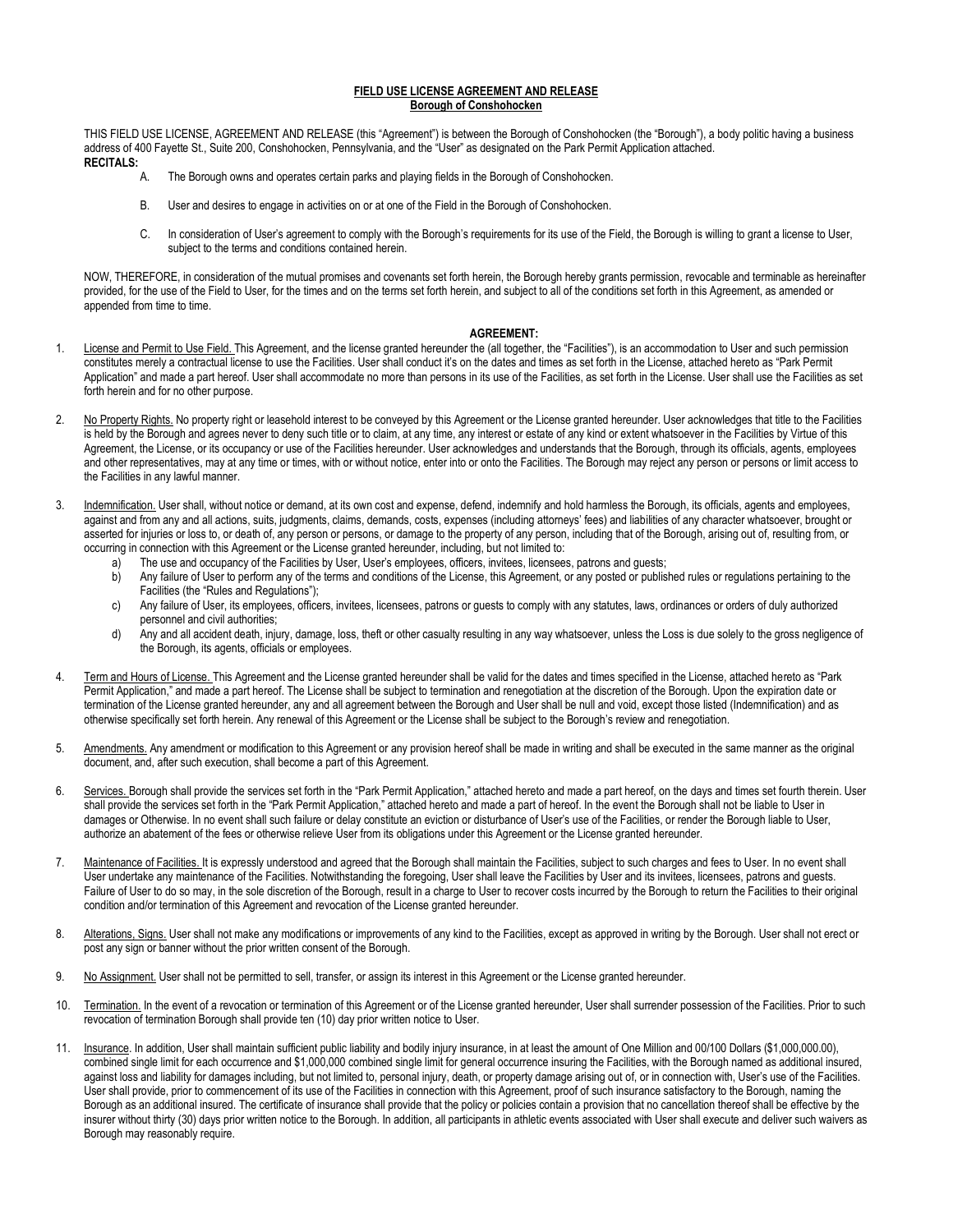**FIELD USE LICENSE AGREEMENT AND RELEASE**
**Borough of Conshohocken**

THIS FIELD USE LICENSE, AGREEMENT AND RELEASE (this "Agreement") is between the Borough of Conshohocken (the "Borough"), a body politic having a business address of 400 Fayette St., Suite 200, Conshohocken, Pennsylvania, and the "User" as designated on the Park Permit Application attached.

**RECITALS:**

A. The Borough owns and operates certain parks and playing fields in the Borough of Conshohocken.

B. User and desires to engage in activities on or at one of the Field in the Borough of Conshohocken.

C. In consideration of User's agreement to comply with the Borough's requirements for its use of the Field, the Borough is willing to grant a license to User, subject to the terms and conditions contained herein.

NOW, THEREFORE, in consideration of the mutual promises and covenants set forth herein, the Borough hereby grants permission, revocable and terminable as hereinafter provided, for the use of the Field to User, for the times and on the terms set forth herein, and subject to all of the conditions set forth in this Agreement, as amended or appended from time to time.

**AGREEMENT:**

1. License and Permit to Use Field. This Agreement, and the license granted hereunder the (all together, the "Facilities"), is an accommodation to User and such permission constitutes merely a contractual license to use the Facilities. User shall conduct it's on the dates and times as set forth in the License, attached hereto as "Park Permit Application" and made a part hereof. User shall accommodate no more than persons in its use of the Facilities, as set forth in the License. User shall use the Facilities as set forth herein and for no other purpose.

2. No Property Rights. No property right or leasehold interest to be conveyed by this Agreement or the License granted hereunder. User acknowledges that title to the Facilities is held by the Borough and agrees never to deny such title or to claim, at any time, any interest or estate of any kind or extent whatsoever in the Facilities by Virtue of this Agreement, the License, or its occupancy or use of the Facilities hereunder. User acknowledges and understands that the Borough, through its officials, agents, employees and other representatives, may at any time or times, with or without notice, enter into or onto the Facilities. The Borough may reject any person or persons or limit access to the Facilities in any lawful manner.

3. Indemnification. User shall, without notice or demand, at its own cost and expense, defend, indemnify and hold harmless the Borough, its officials, agents and employees, against and from any and all actions, suits, judgments, claims, demands, costs, expenses (including attorneys' fees) and liabilities of any character whatsoever, brought or asserted for injuries or loss to, or death of, any person or persons, or damage to the property of any person, including that of the Borough, arising out of, resulting from, or occurring in connection with this Agreement or the License granted hereunder, including, but not limited to:
   a) The use and occupancy of the Facilities by User, User's employees, officers, invitees, licensees, patrons and guests;
   b) Any failure of User to perform any of the terms and conditions of the License, this Agreement, or any posted or published rules or regulations pertaining to the Facilities (the "Rules and Regulations");
   c) Any failure of User, its employees, officers, invitees, licensees, patrons or guests to comply with any statutes, laws, ordinances or orders of duly authorized personnel and civil authorities;
   d) Any and all accident death, injury, damage, loss, theft or other casualty resulting in any way whatsoever, unless the Loss is due solely to the gross negligence of the Borough, its agents, officials or employees.

4. Term and Hours of License. This Agreement and the License granted hereunder shall be valid for the dates and times specified in the License, attached hereto as "Park Permit Application," and made a part hereof. The License shall be subject to termination and renegotiation at the discretion of the Borough. Upon the expiration date or termination of the License granted hereunder, any and all agreement between the Borough and User shall be null and void, except those listed (Indemnification) and as otherwise specifically set forth herein. Any renewal of this Agreement or the License shall be subject to the Borough's review and renegotiation.

5. Amendments. Any amendment or modification to this Agreement or any provision hereof shall be made in writing and shall be executed in the same manner as the original document, and, after such execution, shall become a part of this Agreement.

6. Services. Borough shall provide the services set forth in the "Park Permit Application," attached hereto and made a part hereof, on the days and times set fourth therein. User shall provide the services set forth in the "Park Permit Application," attached hereto and made a part of hereof. In the event the Borough shall not be liable to User in damages or Otherwise. In no event shall such failure or delay constitute an eviction or disturbance of User's use of the Facilities, or render the Borough liable to User, authorize an abatement of the fees or otherwise relieve User from its obligations under this Agreement or the License granted hereunder.

7. Maintenance of Facilities. It is expressly understood and agreed that the Borough shall maintain the Facilities, subject to such charges and fees to User. In no event shall User undertake any maintenance of the Facilities. Notwithstanding the foregoing, User shall leave the Facilities by User and its invitees, licensees, patrons and guests. Failure of User to do so may, in the sole discretion of the Borough, result in a charge to User to recover costs incurred by the Borough to return the Facilities to their original condition and/or termination of this Agreement and revocation of the License granted hereunder.

8. Alterations, Signs. User shall not make any modifications or improvements of any kind to the Facilities, except as approved in writing by the Borough. User shall not erect or post any sign or banner without the prior written consent of the Borough.

9. No Assignment. User shall not be permitted to sell, transfer, or assign its interest in this Agreement or the License granted hereunder.

10. Termination. In the event of a revocation or termination of this Agreement or of the License granted hereunder, User shall surrender possession of the Facilities. Prior to such revocation of termination Borough shall provide ten (10) day prior written notice to User.

11. Insurance. In addition, User shall maintain sufficient public liability and bodily injury insurance, in at least the amount of One Million and 00/100 Dollars ($1,000,000.00), combined single limit for each occurrence and $1,000,000 combined single limit for general occurrence insuring the Facilities, with the Borough named as additional insured, against loss and liability for damages including, but not limited to, personal injury, death, or property damage arising out of, or in connection with, User's use of the Facilities. User shall provide, prior to commencement of its use of the Facilities in connection with this Agreement, proof of such insurance satisfactory to the Borough, naming the Borough as an additional insured. The certificate of insurance shall provide that the policy or policies contain a provision that no cancellation thereof shall be effective by the insurer without thirty (30) days prior written notice to the Borough. In addition, all participants in athletic events associated with User shall execute and deliver such waivers as Borough may reasonably require.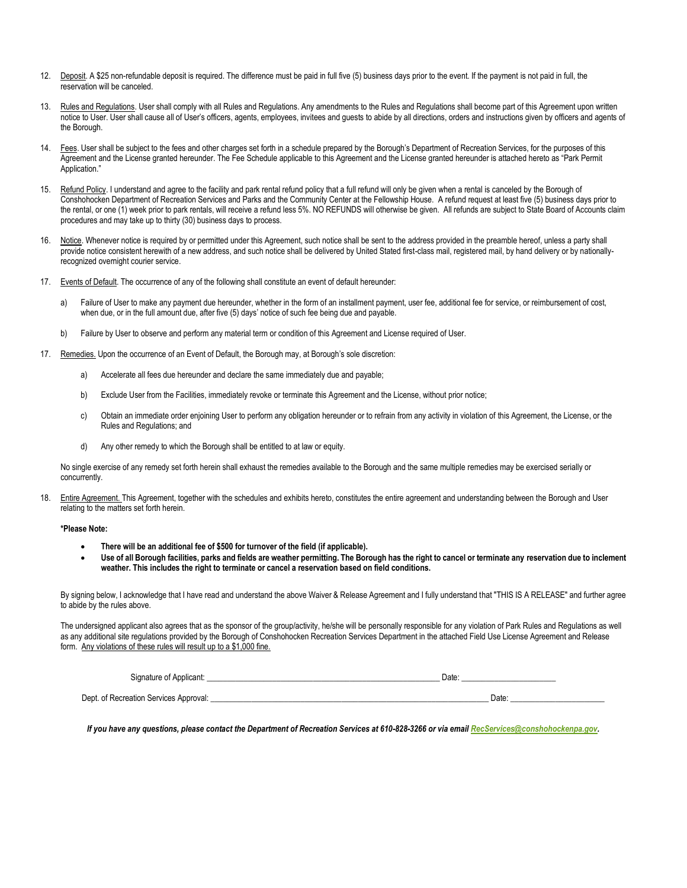12. <u>Deposit</u>. A $25 non-refundable deposit is required. The difference must be paid in full five (5) business days prior to the event. If the payment is not paid in full, the reservation will be canceled.

13. <u>Rules and Regulations</u>. User shall comply with all Rules and Regulations. Any amendments to the Rules and Regulations shall become part of this Agreement upon written notice to User. User shall cause all of User's officers, agents, employees, invitees and guests to abide by all directions, orders and instructions given by officers and agents of the Borough.

14. <u>Fees</u>. User shall be subject to the fees and other charges set forth in a schedule prepared by the Borough's Department of Recreation Services, for the purposes of this Agreement and the License granted hereunder. The Fee Schedule applicable to this Agreement and the License granted hereunder is attached hereto as "Park Permit Application."

15. <u>Refund Policy</u>. I understand and agree to the facility and park rental refund policy that a full refund will only be given when a rental is canceled by the Borough of Conshohocken Department of Recreation Services and Parks and the Community Center at the Fellowship House. A refund request at least five (5) business days prior to the rental, or one (1) week prior to park rentals, will receive a refund less 5%. NO REFUNDS will otherwise be given. All refunds are subject to State Board of Accounts claim procedures and may take up to thirty (30) business days to process.

16. <u>Notice</u>. Whenever notice is required by or permitted under this Agreement, such notice shall be sent to the address provided in the preamble hereof, unless a party shall provide notice consistent herewith of a new address, and such notice shall be delivered by United Stated first-class mail, registered mail, by hand delivery or by nationally-recognized overnight courier service.

17. <u>Events of Default</u>. The occurrence of any of the following shall constitute an event of default hereunder:

    a) Failure of User to make any payment due hereunder, whether in the form of an installment payment, user fee, additional fee for service, or reimbursement of cost, when due, or in the full amount due, after five (5) days' notice of such fee being due and payable.

    b) Failure by User to observe and perform any material term or condition of this Agreement and License required of User.

17. <u>Remedies.</u> Upon the occurrence of an Event of Default, the Borough may, at Borough's sole discretion:

    a) Accelerate all fees due hereunder and declare the same immediately due and payable;

    b) Exclude User from the Facilities, immediately revoke or terminate this Agreement and the License, without prior notice;

    c) Obtain an immediate order enjoining User to perform any obligation hereunder or to refrain from any activity in violation of this Agreement, the License, or the Rules and Regulations; and

    d) Any other remedy to which the Borough shall be entitled to at law or equity.

    No single exercise of any remedy set forth herein shall exhaust the remedies available to the Borough and the same multiple remedies may be exercised serially or concurrently.

18. <u>Entire Agreement.</u> This Agreement, together with the schedules and exhibits hereto, constitutes the entire agreement and understanding between the Borough and User relating to the matters set forth herein.

**\*Please Note:**

- **There will be an additional fee of $500 for turnover of the field (if applicable).**
- **Use of all Borough facilities, parks and fields are weather permitting. The Borough has the right to cancel or terminate any reservation due to inclement weather. This includes the right to terminate or cancel a reservation based on field conditions.**

By signing below, I acknowledge that I have read and understand the above Waiver & Release Agreement and I fully understand that "THIS IS A RELEASE" and further agree to abide by the rules above.

The undersigned applicant also agrees that as the sponsor of the group/activity, he/she will be personally responsible for any violation of Park Rules and Regulations as well as any additional site regulations provided by the Borough of Conshohocken Recreation Services Department in the attached Field Use License Agreement and Release form. <u>Any violations of these rules will result up to a $1,000 fine.</u>

Signature of Applicant: ______________________________ Date: ______________

Dept. of Recreation Services Approval: ______________________________ Date: ______________

***If you have any questions, please contact the Department of Recreation Services at 610-828-3266 or via email RecServices@conshohockenpa.gov.***